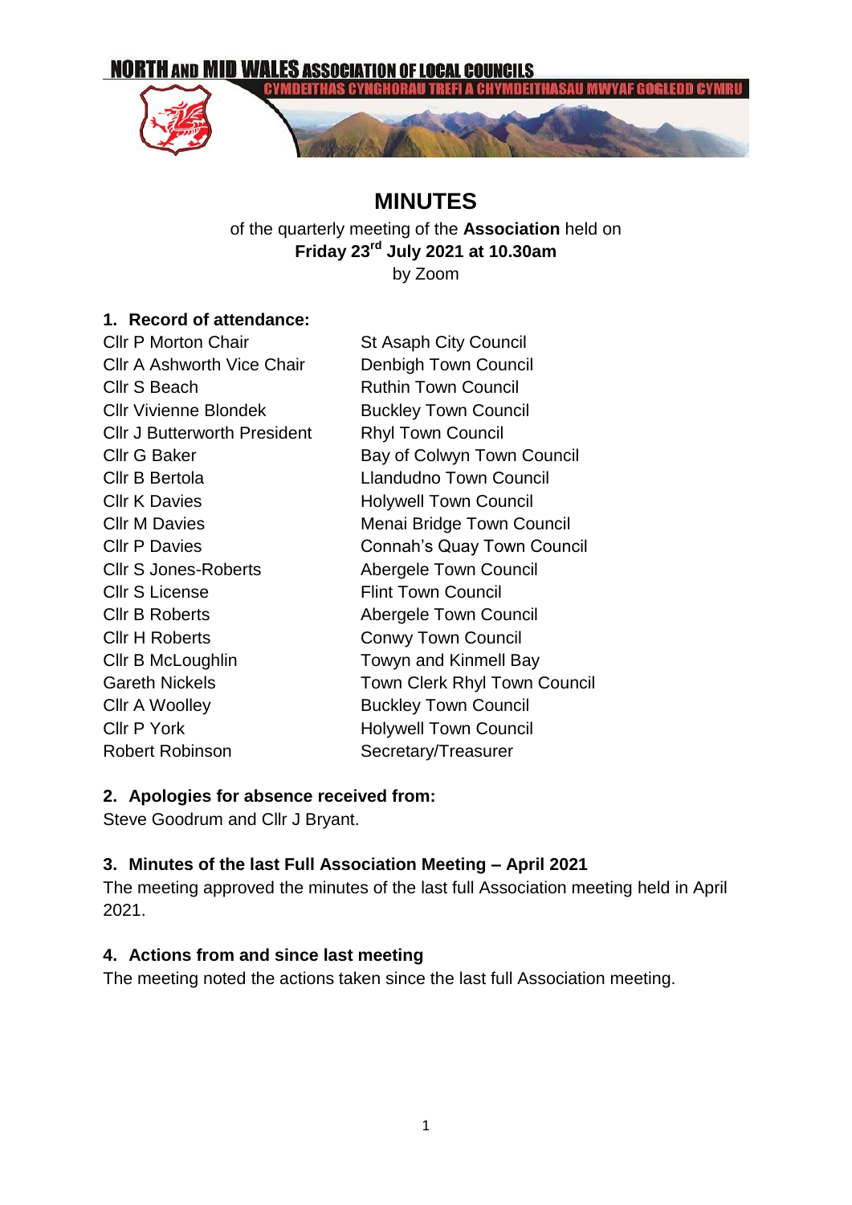NORTH AND MID WALES ASSOCIATION OF LOCAL COUNCILS

CYMDEITHAS CYNGHORAU TREFI A CHYMDEITHASAU MWYAF GOGLEDD CYMRU

# MINUTES

of the quarterly meeting of the **Association** held on
**Friday 23rd July 2021 at 10.30am**
by Zoom

## 1. Record of attendance:

| | |
|---|---|
| Cllr P Morton Chair | St Asaph City Council |
| Cllr A Ashworth Vice Chair | Denbigh Town Council |
| Cllr S Beach | Ruthin Town Council |
| Cllr Vivienne Blondek | Buckley Town Council |
| Cllr J Butterworth President | Rhyl Town Council |
| Cllr G Baker | Bay of Colwyn Town Council |
| Cllr B Bertola | Llandudno Town Council |
| Cllr K Davies | Holywell Town Council |
| Cllr M Davies | Menai Bridge Town Council |
| Cllr P Davies | Connah's Quay Town Council |
| Cllr S Jones-Roberts | Abergele Town Council |
| Cllr S License | Flint Town Council |
| Cllr B Roberts | Abergele Town Council |
| Cllr H Roberts | Conwy Town Council |
| Cllr B McLoughlin | Towyn and Kinmell Bay |
| Gareth Nickels | Town Clerk Rhyl Town Council |
| Cllr A Woolley | Buckley Town Council |
| Cllr P York | Holywell Town Council |
| Robert Robinson | Secretary/Treasurer |

## 2. Apologies for absence received from:

Steve Goodrum and Cllr J Bryant.

## 3. Minutes of the last Full Association Meeting – April 2021

The meeting approved the minutes of the last full Association meeting held in April 2021.

## 4. Actions from and since last meeting

The meeting noted the actions taken since the last full Association meeting.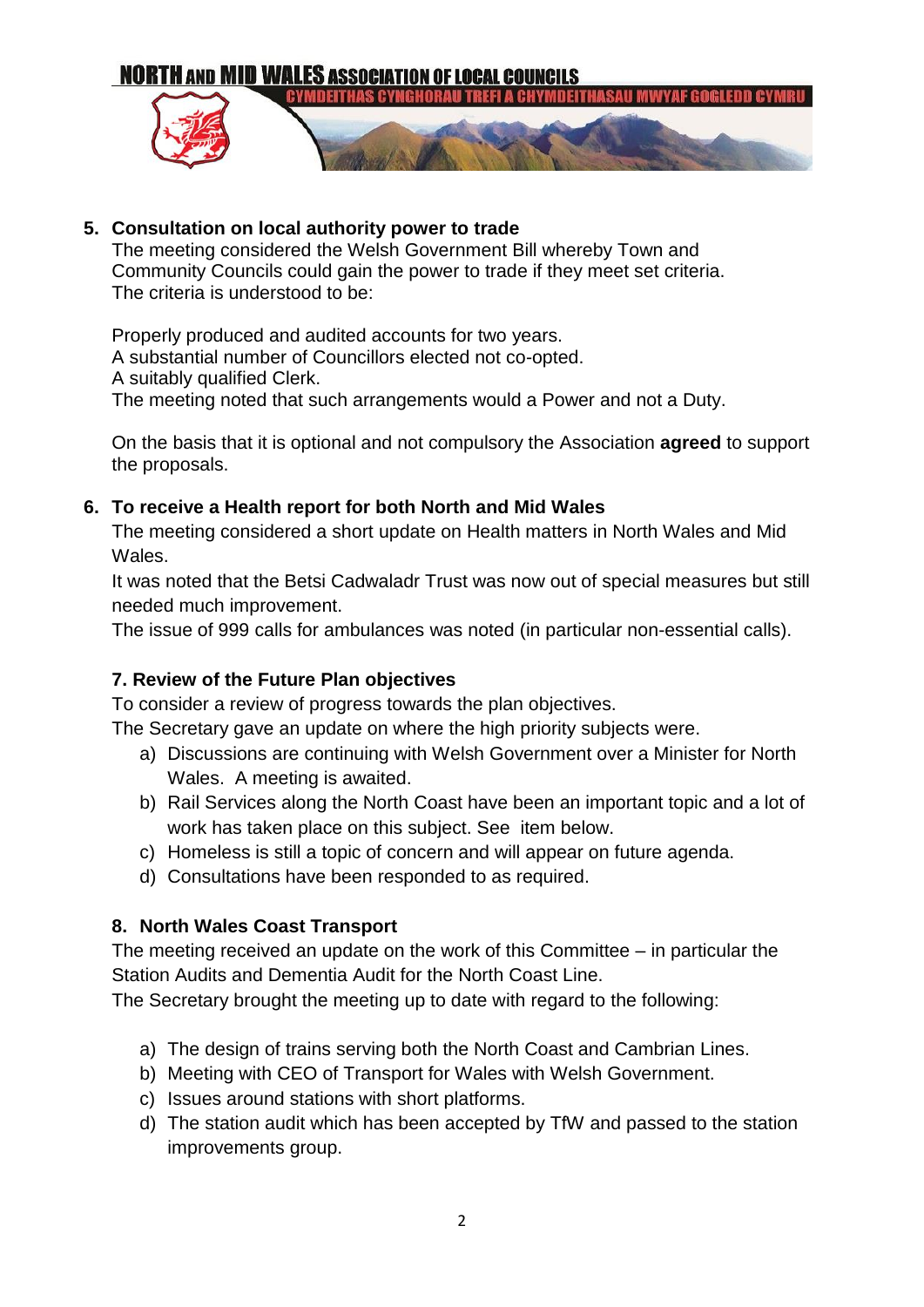## 5. Consultation on local authority power to trade

The meeting considered the Welsh Government Bill whereby Town and Community Councils could gain the power to trade if they meet set criteria. The criteria is understood to be:

Properly produced and audited accounts for two years.
A substantial number of Councillors elected not co-opted.
A suitably qualified Clerk.
The meeting noted that such arrangements would a Power and not a Duty.

On the basis that it is optional and not compulsory the Association **agreed** to support the proposals.

## 6. To receive a Health report for both North and Mid Wales

The meeting considered a short update on Health matters in North Wales and Mid Wales.
It was noted that the Betsi Cadwaladr Trust was now out of special measures but still needed much improvement.
The issue of 999 calls for ambulances was noted (in particular non-essential calls).

## 7. Review of the Future Plan objectives

To consider a review of progress towards the plan objectives.
The Secretary gave an update on where the high priority subjects were.

a) Discussions are continuing with Welsh Government over a Minister for North Wales. A meeting is awaited.
b) Rail Services along the North Coast have been an important topic and a lot of work has taken place on this subject. See item below.
c) Homeless is still a topic of concern and will appear on future agenda.
d) Consultations have been responded to as required.

## 8. North Wales Coast Transport

The meeting received an update on the work of this Committee – in particular the Station Audits and Dementia Audit for the North Coast Line.
The Secretary brought the meeting up to date with regard to the following:

a) The design of trains serving both the North Coast and Cambrian Lines.
b) Meeting with CEO of Transport for Wales with Welsh Government.
c) Issues around stations with short platforms.
d) The station audit which has been accepted by TfW and passed to the station improvements group.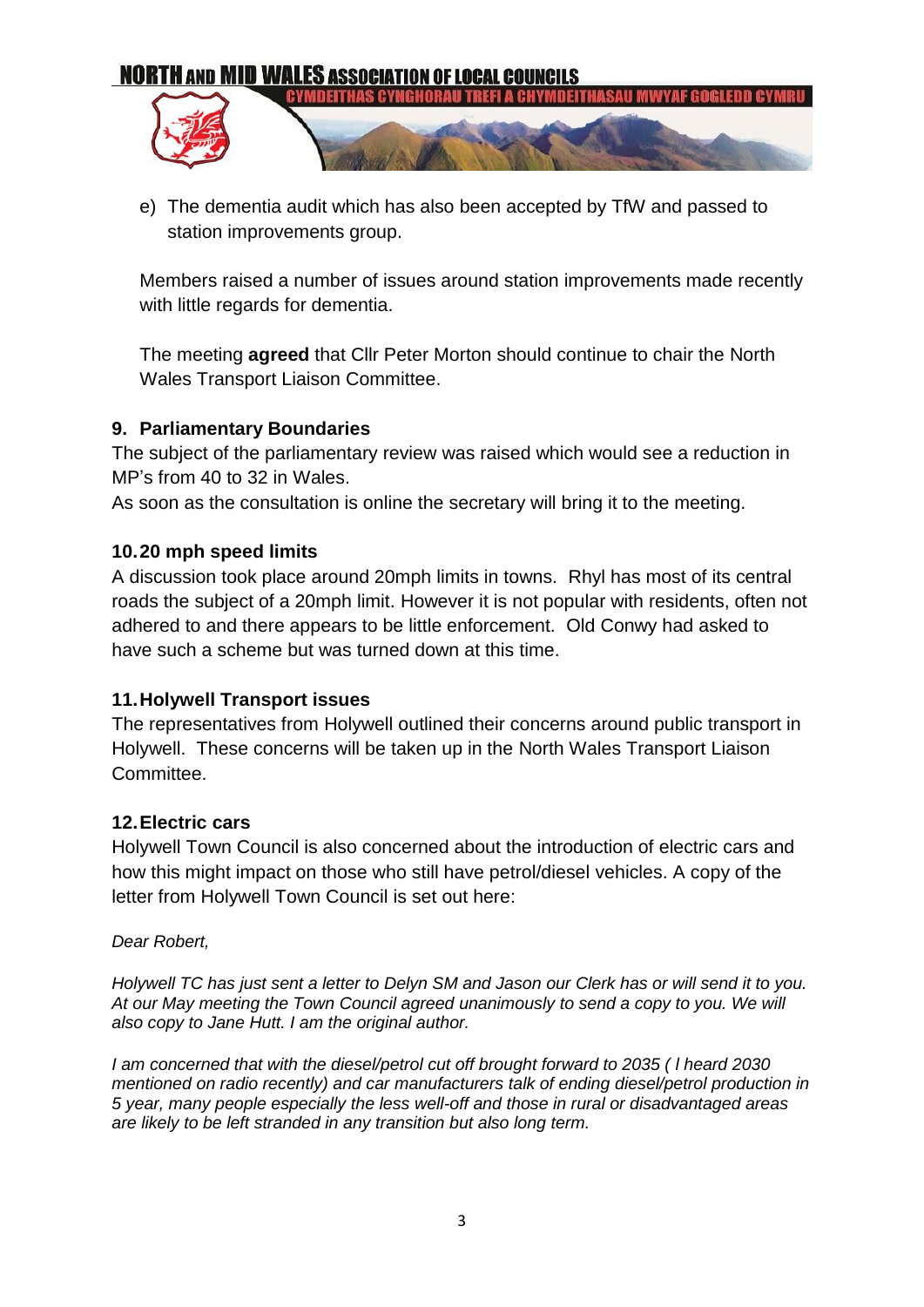e) The dementia audit which has also been accepted by TfW and passed to station improvements group.

Members raised a number of issues around station improvements made recently with little regards for dementia.

The meeting **agreed** that Cllr Peter Morton should continue to chair the North Wales Transport Liaison Committee.

**9. Parliamentary Boundaries**

The subject of the parliamentary review was raised which would see a reduction in MP's from 40 to 32 in Wales.

As soon as the consultation is online the secretary will bring it to the meeting.

**10. 20 mph speed limits**

A discussion took place around 20mph limits in towns. Rhyl has most of its central roads the subject of a 20mph limit. However it is not popular with residents, often not adhered to and there appears to be little enforcement. Old Conwy had asked to have such a scheme but was turned down at this time.

**11. Holywell Transport issues**

The representatives from Holywell outlined their concerns around public transport in Holywell. These concerns will be taken up in the North Wales Transport Liaison Committee.

**12. Electric cars**

Holywell Town Council is also concerned about the introduction of electric cars and how this might impact on those who still have petrol/diesel vehicles. A copy of the letter from Holywell Town Council is set out here:

*Dear Robert,*

*Holywell TC has just sent a letter to Delyn SM and Jason our Clerk has or will send it to you. At our May meeting the Town Council agreed unanimously to send a copy to you. We will also copy to Jane Hutt. I am the original author.*

*I am concerned that with the diesel/petrol cut off brought forward to 2035 ( I heard 2030 mentioned on radio recently) and car manufacturers talk of ending diesel/petrol production in 5 year, many people especially the less well-off and those in rural or disadvantaged areas are likely to be left stranded in any transition but also long term.*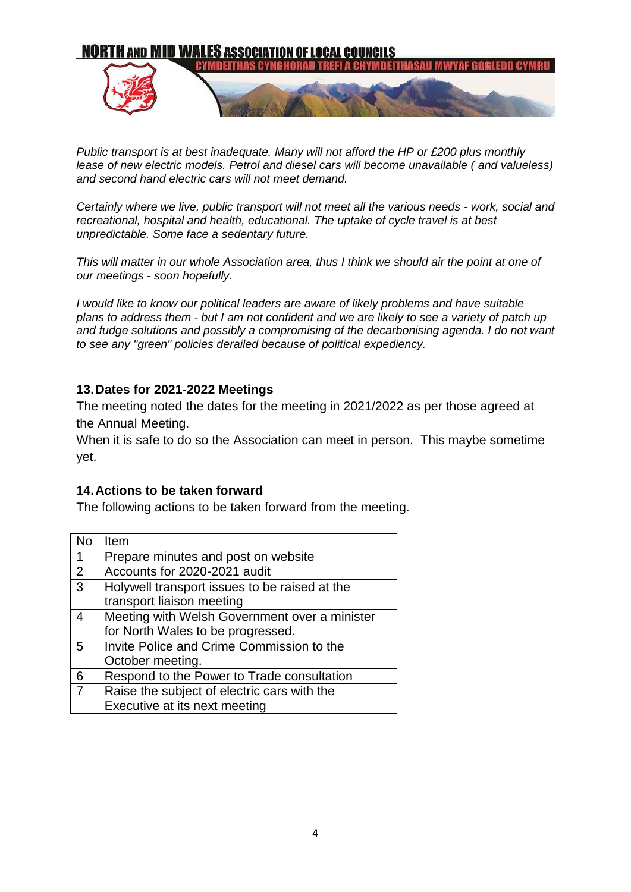*Public transport is at best inadequate. Many will not afford the HP or £200 plus monthly lease of new electric models. Petrol and diesel cars will become unavailable ( and valueless) and second hand electric cars will not meet demand.*

*Certainly where we live, public transport will not meet all the various needs - work, social and recreational, hospital and health, educational. The uptake of cycle travel is at best unpredictable. Some face a sedentary future.*

*This will matter in our whole Association area, thus I think we should air the point at one of our meetings - soon hopefully.*

*I would like to know our political leaders are aware of likely problems and have suitable plans to address them - but I am not confident and we are likely to see a variety of patch up and fudge solutions and possibly a compromising of the decarbonising agenda. I do not want to see any "green" policies derailed because of political expediency.*

### 13. Dates for 2021-2022 Meetings

The meeting noted the dates for the meeting in 2021/2022 as per those agreed at the Annual Meeting.

When it is safe to do so the Association can meet in person. This maybe sometime yet.

### 14. Actions to be taken forward

The following actions to be taken forward from the meeting.

| No | Item |
|---|---|
| 1 | Prepare minutes and post on website |
| 2 | Accounts for 2020-2021 audit |
| 3 | Holywell transport issues to be raised at the transport liaison meeting |
| 4 | Meeting with Welsh Government over a minister for North Wales to be progressed. |
| 5 | Invite Police and Crime Commission to the October meeting. |
| 6 | Respond to the Power to Trade consultation |
| 7 | Raise the subject of electric cars with the Executive at its next meeting |